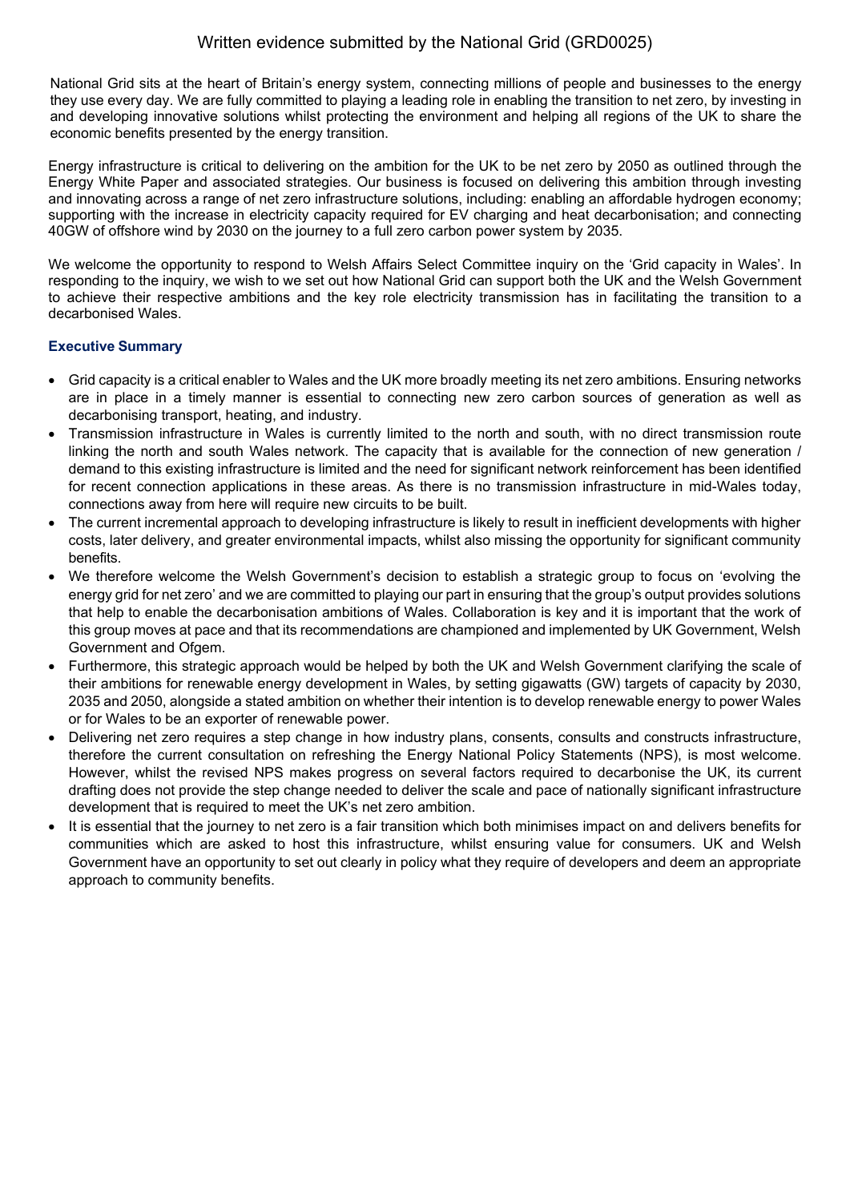# Written evidence submitted by the National Grid (GRD0025)

National Grid sits at the heart of Britain's energy system, connecting millions of people and businesses to the energy they use every day. We are fully committed to playing a leading role in enabling the transition to net zero, by investing in and developing innovative solutions whilst protecting the environment and helping all regions of the UK to share the economic benefits presented by the energy transition.

Energy infrastructure is critical to delivering on the ambition for the UK to be net zero by 2050 as outlined through the Energy White Paper and associated strategies. Our business is focused on delivering this ambition through investing and innovating across a range of net zero infrastructure solutions, including: enabling an affordable hydrogen economy; supporting with the increase in electricity capacity required for EV charging and heat decarbonisation; and connecting 40GW of offshore wind by 2030 on the journey to a full zero carbon power system by 2035.

We welcome the opportunity to respond to Welsh Affairs Select Committee inquiry on the 'Grid capacity in Wales'. In responding to the inquiry, we wish to we set out how National Grid can support both the UK and the Welsh Government to achieve their respective ambitions and the key role electricity transmission has in facilitating the transition to a decarbonised Wales.

## Executive Summary

- Grid capacity is a critical enabler to Wales and the UK more broadly meeting its net zero ambitions. Ensuring networks are in place in a timely manner is essential to connecting new zero carbon sources of generation as well as decarbonising transport, heating, and industry.
- Transmission infrastructure in Wales is currently limited to the north and south, with no direct transmission route linking the north and south Wales network. The capacity that is available for the connection of new generation / demand to this existing infrastructure is limited and the need for significant network reinforcement has been identified for recent connection applications in these areas. As there is no transmission infrastructure in mid-Wales today, connections away from here will require new circuits to be built.
- The current incremental approach to developing infrastructure is likely to result in inefficient developments with higher costs, later delivery, and greater environmental impacts, whilst also missing the opportunity for significant community benefits.
- We therefore welcome the Welsh Government's decision to establish a strategic group to focus on 'evolving the energy grid for net zero' and we are committed to playing our part in ensuring that the group's output provides solutions that help to enable the decarbonisation ambitions of Wales. Collaboration is key and it is important that the work of this group moves at pace and that its recommendations are championed and implemented by UK Government, Welsh Government and Ofgem.
- Furthermore, this strategic approach would be helped by both the UK and Welsh Government clarifying the scale of their ambitions for renewable energy development in Wales, by setting gigawatts (GW) targets of capacity by 2030, 2035 and 2050, alongside a stated ambition on whether their intention is to develop renewable energy to power Wales or for Wales to be an exporter of renewable power.
- Delivering net zero requires a step change in how industry plans, consents, consults and constructs infrastructure, therefore the current consultation on refreshing the Energy National Policy Statements (NPS), is most welcome. However, whilst the revised NPS makes progress on several factors required to decarbonise the UK, its current drafting does not provide the step change needed to deliver the scale and pace of nationally significant infrastructure development that is required to meet the UK's net zero ambition.
- It is essential that the journey to net zero is a fair transition which both minimises impact on and delivers benefits for communities which are asked to host this infrastructure, whilst ensuring value for consumers. UK and Welsh Government have an opportunity to set out clearly in policy what they require of developers and deem an appropriate approach to community benefits.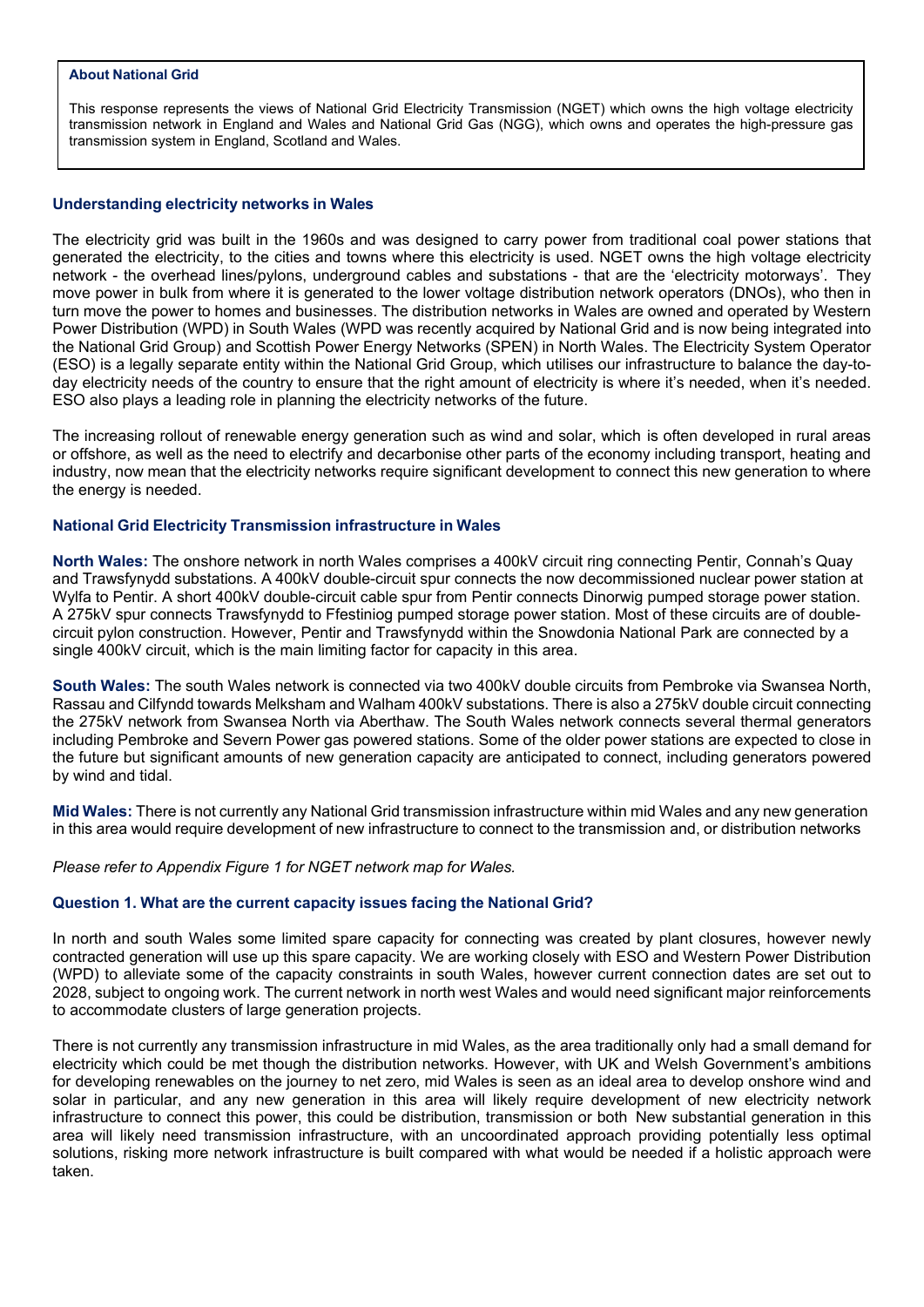**About National Grid**

This response represents the views of National Grid Electricity Transmission (NGET) which owns the high voltage electricity transmission network in England and Wales and National Grid Gas (NGG), which owns and operates the high-pressure gas transmission system in England, Scotland and Wales.

### Understanding electricity networks in Wales

The electricity grid was built in the 1960s and was designed to carry power from traditional coal power stations that generated the electricity, to the cities and towns where this electricity is used. NGET owns the high voltage electricity network - the overhead lines/pylons, underground cables and substations - that are the 'electricity motorways'. They move power in bulk from where it is generated to the lower voltage distribution network operators (DNOs), who then in turn move the power to homes and businesses. The distribution networks in Wales are owned and operated by Western Power Distribution (WPD) in South Wales (WPD was recently acquired by National Grid and is now being integrated into the National Grid Group) and Scottish Power Energy Networks (SPEN) in North Wales. The Electricity System Operator (ESO) is a legally separate entity within the National Grid Group, which utilises our infrastructure to balance the day-to-day electricity needs of the country to ensure that the right amount of electricity is where it's needed, when it's needed. ESO also plays a leading role in planning the electricity networks of the future.

The increasing rollout of renewable energy generation such as wind and solar, which is often developed in rural areas or offshore, as well as the need to electrify and decarbonise other parts of the economy including transport, heating and industry, now mean that the electricity networks require significant development to connect this new generation to where the energy is needed.

### National Grid Electricity Transmission infrastructure in Wales

**North Wales:** The onshore network in north Wales comprises a 400kV circuit ring connecting Pentir, Connah's Quay and Trawsfynydd substations. A 400kV double-circuit spur connects the now decommissioned nuclear power station at Wylfa to Pentir. A short 400kV double-circuit cable spur from Pentir connects Dinorwig pumped storage power station. A 275kV spur connects Trawsfynydd to Ffestiniog pumped storage power station. Most of these circuits are of double-circuit pylon construction. However, Pentir and Trawsfynydd within the Snowdonia National Park are connected by a single 400kV circuit, which is the main limiting factor for capacity in this area.

**South Wales:** The south Wales network is connected via two 400kV double circuits from Pembroke via Swansea North, Rassau and Cilfyndd towards Melksham and Walham 400kV substations. There is also a 275kV double circuit connecting the 275kV network from Swansea North via Aberthaw. The South Wales network connects several thermal generators including Pembroke and Severn Power gas powered stations. Some of the older power stations are expected to close in the future but significant amounts of new generation capacity are anticipated to connect, including generators powered by wind and tidal.

**Mid Wales:** There is not currently any National Grid transmission infrastructure within mid Wales and any new generation in this area would require development of new infrastructure to connect to the transmission and, or distribution networks

*Please refer to Appendix Figure 1 for NGET network map for Wales.*

### Question 1. What are the current capacity issues facing the National Grid?

In north and south Wales some limited spare capacity for connecting was created by plant closures, however newly contracted generation will use up this spare capacity. We are working closely with ESO and Western Power Distribution (WPD) to alleviate some of the capacity constraints in south Wales, however current connection dates are set out to 2028, subject to ongoing work. The current network in north west Wales and would need significant major reinforcements to accommodate clusters of large generation projects.

There is not currently any transmission infrastructure in mid Wales, as the area traditionally only had a small demand for electricity which could be met though the distribution networks. However, with UK and Welsh Government's ambitions for developing renewables on the journey to net zero, mid Wales is seen as an ideal area to develop onshore wind and solar in particular, and any new generation in this area will likely require development of new electricity network infrastructure to connect this power, this could be distribution, transmission or both New substantial generation in this area will likely need transmission infrastructure, with an uncoordinated approach providing potentially less optimal solutions, risking more network infrastructure is built compared with what would be needed if a holistic approach were taken.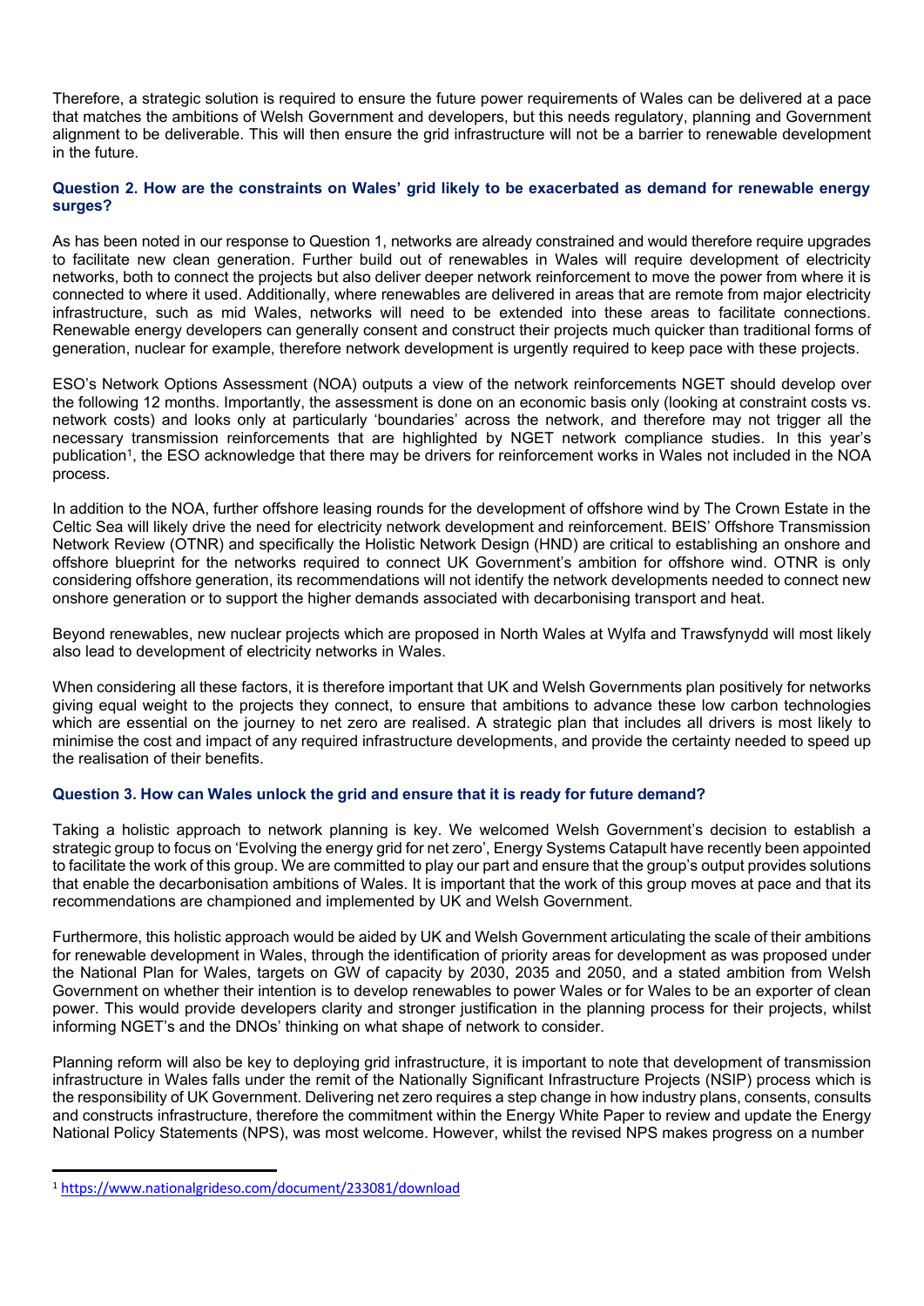Therefore, a strategic solution is required to ensure the future power requirements of Wales can be delivered at a pace that matches the ambitions of Welsh Government and developers, but this needs regulatory, planning and Government alignment to be deliverable. This will then ensure the grid infrastructure will not be a barrier to renewable development in the future.

**Question 2. How are the constraints on Wales' grid likely to be exacerbated as demand for renewable energy surges?**

As has been noted in our response to Question 1, networks are already constrained and would therefore require upgrades to facilitate new clean generation. Further build out of renewables in Wales will require development of electricity networks, both to connect the projects but also deliver deeper network reinforcement to move the power from where it is connected to where it used. Additionally, where renewables are delivered in areas that are remote from major electricity infrastructure, such as mid Wales, networks will need to be extended into these areas to facilitate connections. Renewable energy developers can generally consent and construct their projects much quicker than traditional forms of generation, nuclear for example, therefore network development is urgently required to keep pace with these projects.

ESO's Network Options Assessment (NOA) outputs a view of the network reinforcements NGET should develop over the following 12 months. Importantly, the assessment is done on an economic basis only (looking at constraint costs vs. network costs) and looks only at particularly 'boundaries' across the network, and therefore may not trigger all the necessary transmission reinforcements that are highlighted by NGET network compliance studies. In this year's publication[1], the ESO acknowledge that there may be drivers for reinforcement works in Wales not included in the NOA process.

In addition to the NOA, further offshore leasing rounds for the development of offshore wind by The Crown Estate in the Celtic Sea will likely drive the need for electricity network development and reinforcement. BEIS' Offshore Transmission Network Review (OTNR) and specifically the Holistic Network Design (HND) are critical to establishing an onshore and offshore blueprint for the networks required to connect UK Government's ambition for offshore wind. OTNR is only considering offshore generation, its recommendations will not identify the network developments needed to connect new onshore generation or to support the higher demands associated with decarbonising transport and heat.

Beyond renewables, new nuclear projects which are proposed in North Wales at Wylfa and Trawsfynydd will most likely also lead to development of electricity networks in Wales.

When considering all these factors, it is therefore important that UK and Welsh Governments plan positively for networks giving equal weight to the projects they connect, to ensure that ambitions to advance these low carbon technologies which are essential on the journey to net zero are realised. A strategic plan that includes all drivers is most likely to minimise the cost and impact of any required infrastructure developments, and provide the certainty needed to speed up the realisation of their benefits.

**Question 3. How can Wales unlock the grid and ensure that it is ready for future demand?**

Taking a holistic approach to network planning is key. We welcomed Welsh Government's decision to establish a strategic group to focus on 'Evolving the energy grid for net zero', Energy Systems Catapult have recently been appointed to facilitate the work of this group. We are committed to play our part and ensure that the group's output provides solutions that enable the decarbonisation ambitions of Wales. It is important that the work of this group moves at pace and that its recommendations are championed and implemented by UK and Welsh Government.

Furthermore, this holistic approach would be aided by UK and Welsh Government articulating the scale of their ambitions for renewable development in Wales, through the identification of priority areas for development as was proposed under the National Plan for Wales, targets on GW of capacity by 2030, 2035 and 2050, and a stated ambition from Welsh Government on whether their intention is to develop renewables to power Wales or for Wales to be an exporter of clean power. This would provide developers clarity and stronger justification in the planning process for their projects, whilst informing NGET's and the DNOs' thinking on what shape of network to consider.

Planning reform will also be key to deploying grid infrastructure, it is important to note that development of transmission infrastructure in Wales falls under the remit of the Nationally Significant Infrastructure Projects (NSIP) process which is the responsibility of UK Government. Delivering net zero requires a step change in how industry plans, consents, consults and constructs infrastructure, therefore the commitment within the Energy White Paper to review and update the Energy National Policy Statements (NPS), was most welcome. However, whilst the revised NPS makes progress on a number

[1] https://www.nationalgrideso.com/document/233081/download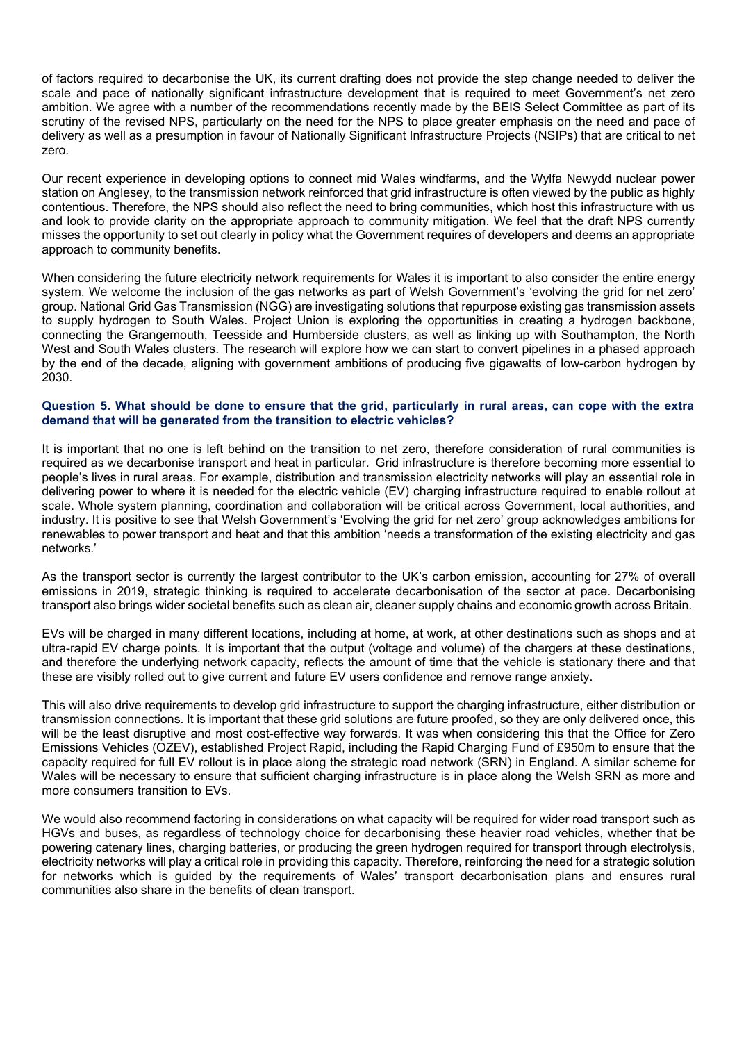of factors required to decarbonise the UK, its current drafting does not provide the step change needed to deliver the scale and pace of nationally significant infrastructure development that is required to meet Government's net zero ambition. We agree with a number of the recommendations recently made by the BEIS Select Committee as part of its scrutiny of the revised NPS, particularly on the need for the NPS to place greater emphasis on the need and pace of delivery as well as a presumption in favour of Nationally Significant Infrastructure Projects (NSIPs) that are critical to net zero.

Our recent experience in developing options to connect mid Wales windfarms, and the Wylfa Newydd nuclear power station on Anglesey, to the transmission network reinforced that grid infrastructure is often viewed by the public as highly contentious. Therefore, the NPS should also reflect the need to bring communities, which host this infrastructure with us and look to provide clarity on the appropriate approach to community mitigation. We feel that the draft NPS currently misses the opportunity to set out clearly in policy what the Government requires of developers and deems an appropriate approach to community benefits.

When considering the future electricity network requirements for Wales it is important to also consider the entire energy system. We welcome the inclusion of the gas networks as part of Welsh Government's 'evolving the grid for net zero' group. National Grid Gas Transmission (NGG) are investigating solutions that repurpose existing gas transmission assets to supply hydrogen to South Wales. Project Union is exploring the opportunities in creating a hydrogen backbone, connecting the Grangemouth, Teesside and Humberside clusters, as well as linking up with Southampton, the North West and South Wales clusters. The research will explore how we can start to convert pipelines in a phased approach by the end of the decade, aligning with government ambitions of producing five gigawatts of low-carbon hydrogen by 2030.

**Question 5. What should be done to ensure that the grid, particularly in rural areas, can cope with the extra demand that will be generated from the transition to electric vehicles?**

It is important that no one is left behind on the transition to net zero, therefore consideration of rural communities is required as we decarbonise transport and heat in particular. Grid infrastructure is therefore becoming more essential to people's lives in rural areas. For example, distribution and transmission electricity networks will play an essential role in delivering power to where it is needed for the electric vehicle (EV) charging infrastructure required to enable rollout at scale. Whole system planning, coordination and collaboration will be critical across Government, local authorities, and industry. It is positive to see that Welsh Government's 'Evolving the grid for net zero' group acknowledges ambitions for renewables to power transport and heat and that this ambition 'needs a transformation of the existing electricity and gas networks.'

As the transport sector is currently the largest contributor to the UK's carbon emission, accounting for 27% of overall emissions in 2019, strategic thinking is required to accelerate decarbonisation of the sector at pace. Decarbonising transport also brings wider societal benefits such as clean air, cleaner supply chains and economic growth across Britain.

EVs will be charged in many different locations, including at home, at work, at other destinations such as shops and at ultra-rapid EV charge points. It is important that the output (voltage and volume) of the chargers at these destinations, and therefore the underlying network capacity, reflects the amount of time that the vehicle is stationary there and that these are visibly rolled out to give current and future EV users confidence and remove range anxiety.

This will also drive requirements to develop grid infrastructure to support the charging infrastructure, either distribution or transmission connections. It is important that these grid solutions are future proofed, so they are only delivered once, this will be the least disruptive and most cost-effective way forwards. It was when considering this that the Office for Zero Emissions Vehicles (OZEV), established Project Rapid, including the Rapid Charging Fund of £950m to ensure that the capacity required for full EV rollout is in place along the strategic road network (SRN) in England. A similar scheme for Wales will be necessary to ensure that sufficient charging infrastructure is in place along the Welsh SRN as more and more consumers transition to EVs.

We would also recommend factoring in considerations on what capacity will be required for wider road transport such as HGVs and buses, as regardless of technology choice for decarbonising these heavier road vehicles, whether that be powering catenary lines, charging batteries, or producing the green hydrogen required for transport through electrolysis, electricity networks will play a critical role in providing this capacity. Therefore, reinforcing the need for a strategic solution for networks which is guided by the requirements of Wales' transport decarbonisation plans and ensures rural communities also share in the benefits of clean transport.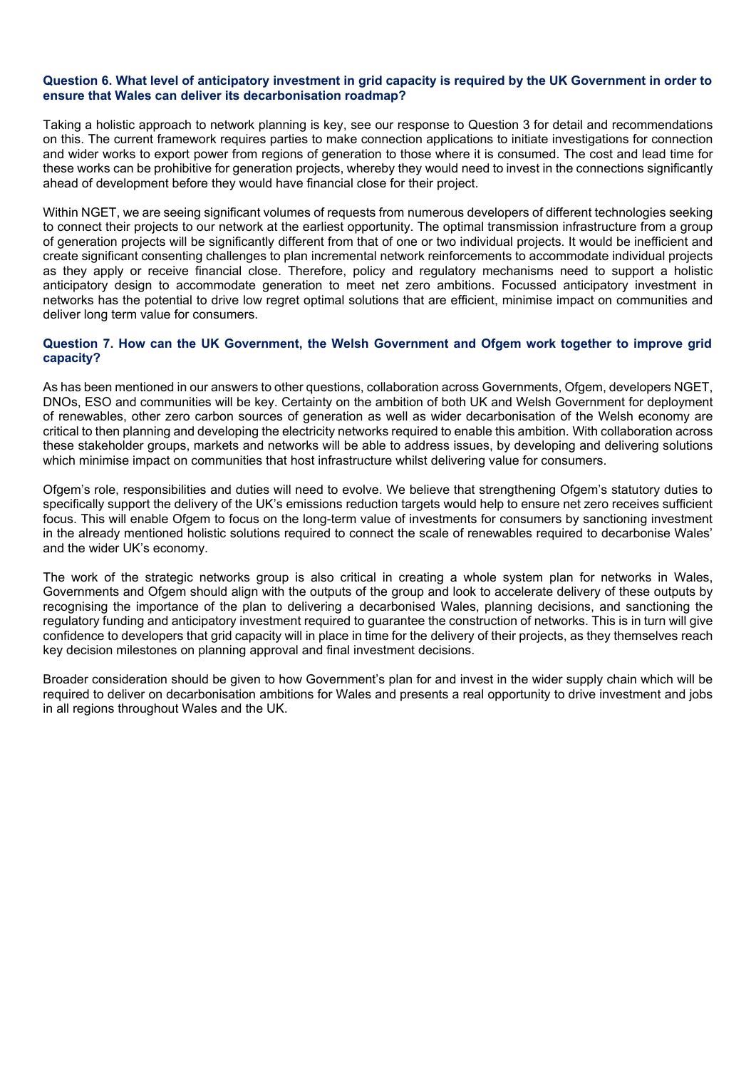**Question 6. What level of anticipatory investment in grid capacity is required by the UK Government in order to ensure that Wales can deliver its decarbonisation roadmap?**

Taking a holistic approach to network planning is key, see our response to Question 3 for detail and recommendations on this. The current framework requires parties to make connection applications to initiate investigations for connection and wider works to export power from regions of generation to those where it is consumed. The cost and lead time for these works can be prohibitive for generation projects, whereby they would need to invest in the connections significantly ahead of development before they would have financial close for their project.

Within NGET, we are seeing significant volumes of requests from numerous developers of different technologies seeking to connect their projects to our network at the earliest opportunity. The optimal transmission infrastructure from a group of generation projects will be significantly different from that of one or two individual projects. It would be inefficient and create significant consenting challenges to plan incremental network reinforcements to accommodate individual projects as they apply or receive financial close. Therefore, policy and regulatory mechanisms need to support a holistic anticipatory design to accommodate generation to meet net zero ambitions. Focussed anticipatory investment in networks has the potential to drive low regret optimal solutions that are efficient, minimise impact on communities and deliver long term value for consumers.

**Question 7. How can the UK Government, the Welsh Government and Ofgem work together to improve grid capacity?**

As has been mentioned in our answers to other questions, collaboration across Governments, Ofgem, developers NGET, DNOs, ESO and communities will be key. Certainty on the ambition of both UK and Welsh Government for deployment of renewables, other zero carbon sources of generation as well as wider decarbonisation of the Welsh economy are critical to then planning and developing the electricity networks required to enable this ambition. With collaboration across these stakeholder groups, markets and networks will be able to address issues, by developing and delivering solutions which minimise impact on communities that host infrastructure whilst delivering value for consumers.

Ofgem's role, responsibilities and duties will need to evolve. We believe that strengthening Ofgem's statutory duties to specifically support the delivery of the UK's emissions reduction targets would help to ensure net zero receives sufficient focus. This will enable Ofgem to focus on the long-term value of investments for consumers by sanctioning investment in the already mentioned holistic solutions required to connect the scale of renewables required to decarbonise Wales' and the wider UK's economy.

The work of the strategic networks group is also critical in creating a whole system plan for networks in Wales, Governments and Ofgem should align with the outputs of the group and look to accelerate delivery of these outputs by recognising the importance of the plan to delivering a decarbonised Wales, planning decisions, and sanctioning the regulatory funding and anticipatory investment required to guarantee the construction of networks. This is in turn will give confidence to developers that grid capacity will in place in time for the delivery of their projects, as they themselves reach key decision milestones on planning approval and final investment decisions.

Broader consideration should be given to how Government's plan for and invest in the wider supply chain which will be required to deliver on decarbonisation ambitions for Wales and presents a real opportunity to drive investment and jobs in all regions throughout Wales and the UK.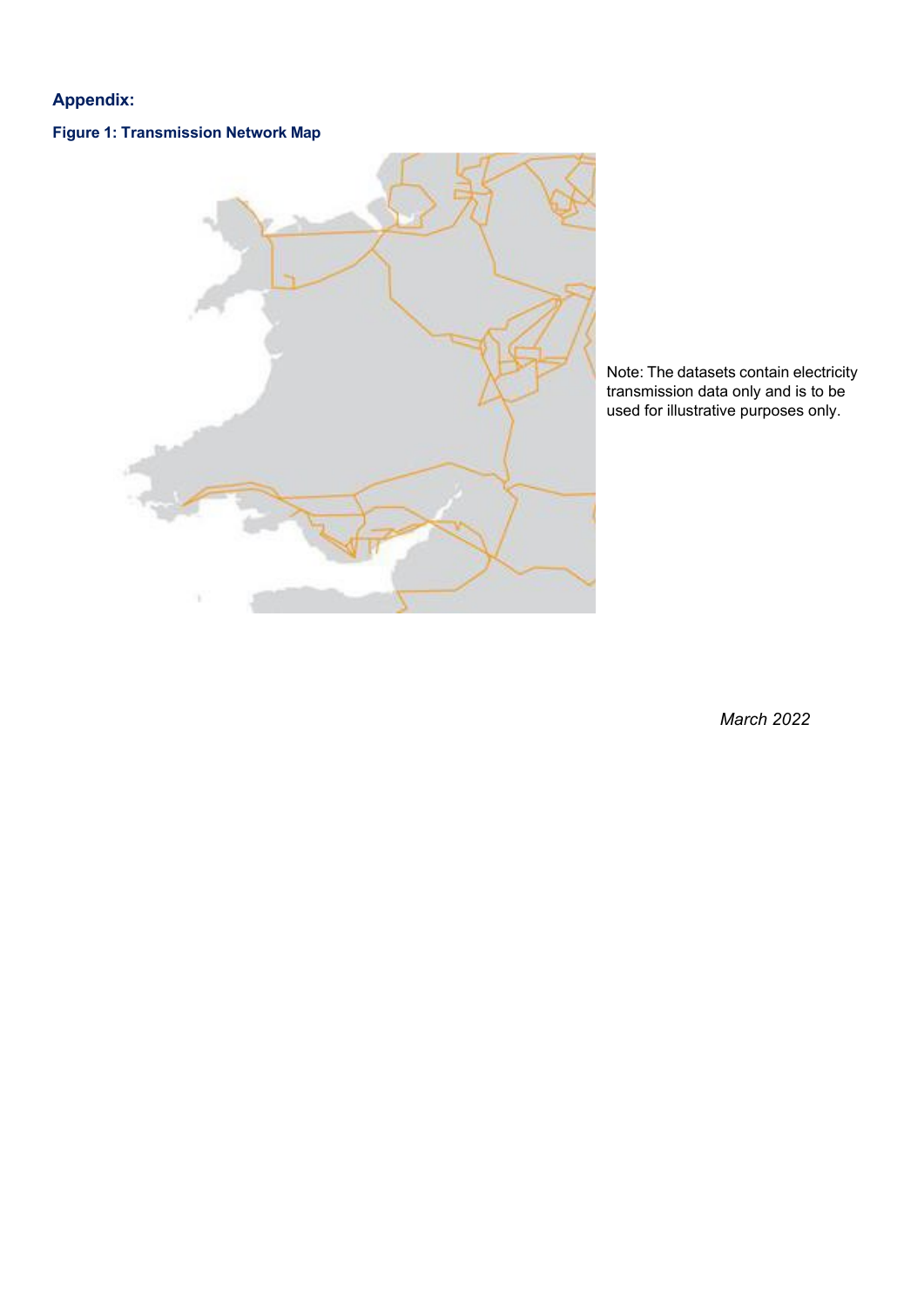**Appendix:**

**Figure 1: Transmission Network Map**

Note: The datasets contain electricity transmission data only and is to be used for illustrative purposes only.

*March 2022*